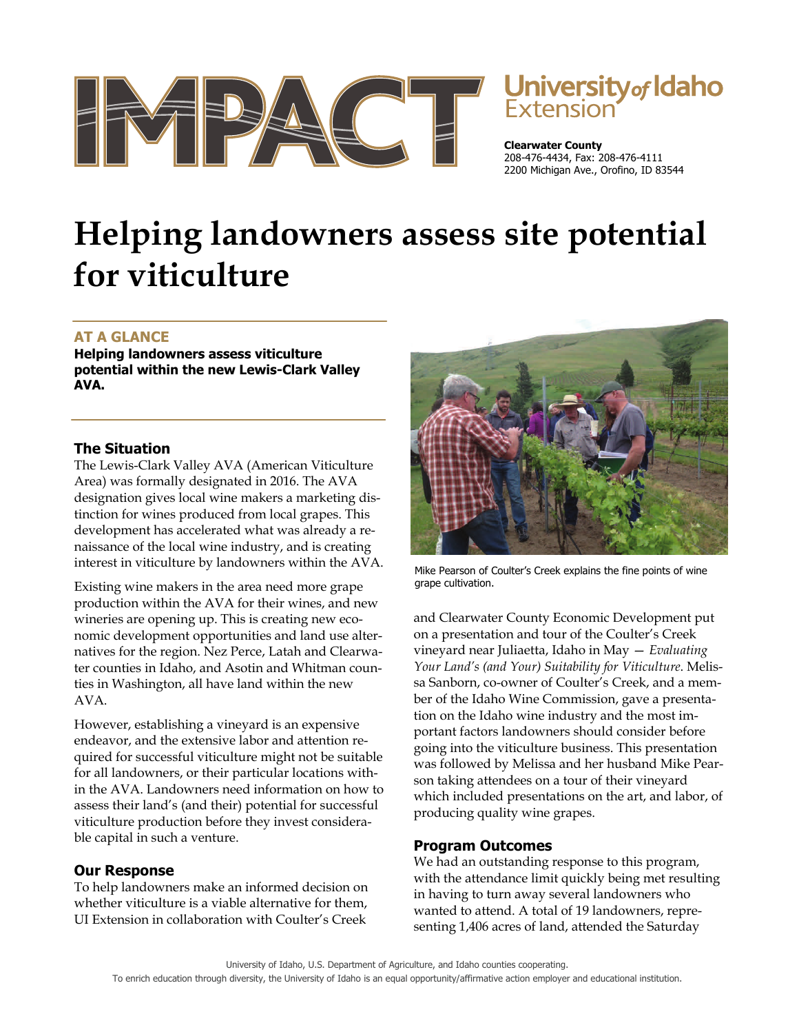# IMPACT

**University of Idaho Extension**

**Clearwater County**
208-476-4434, Fax: 208-476-4111
2200 Michigan Ave., Orofino, ID 83544

# Helping landowners assess site potential for viticulture

## AT A GLANCE

**Helping landowners assess viticulture potential within the new Lewis-Clark Valley AVA.**

## The Situation

The Lewis-Clark Valley AVA (American Viticulture Area) was formally designated in 2016. The AVA designation gives local wine makers a marketing distinction for wines produced from local grapes. This development has accelerated what was already a renaissance of the local wine industry, and is creating interest in viticulture by landowners within the AVA.

Existing wine makers in the area need more grape production within the AVA for their wines, and new wineries are opening up. This is creating new economic development opportunities and land use alternatives for the region. Nez Perce, Latah and Clearwater counties in Idaho, and Asotin and Whitman counties in Washington, all have land within the new AVA.

However, establishing a vineyard is an expensive endeavor, and the extensive labor and attention required for successful viticulture might not be suitable for all landowners, or their particular locations within the AVA. Landowners need information on how to assess their land's (and their) potential for successful viticulture production before they invest considerable capital in such a venture.

## Our Response

To help landowners make an informed decision on whether viticulture is a viable alternative for them, UI Extension in collaboration with Coulter's Creek and Clearwater County Economic Development put on a presentation and tour of the Coulter's Creek vineyard near Juliaetta, Idaho in May — *Evaluating Your Land's (and Your) Suitability for Viticulture*. Melissa Sanborn, co-owner of Coulter's Creek, and a member of the Idaho Wine Commission, gave a presentation on the Idaho wine industry and the most important factors landowners should consider before going into the viticulture business. This presentation was followed by Melissa and her husband Mike Pearson taking attendees on a tour of their vineyard which included presentations on the art, and labor, of producing quality wine grapes.

Mike Pearson of Coulter's Creek explains the fine points of wine grape cultivation.

## Program Outcomes

We had an outstanding response to this program, with the attendance limit quickly being met resulting in having to turn away several landowners who wanted to attend. A total of 19 landowners, representing 1,406 acres of land, attended the Saturday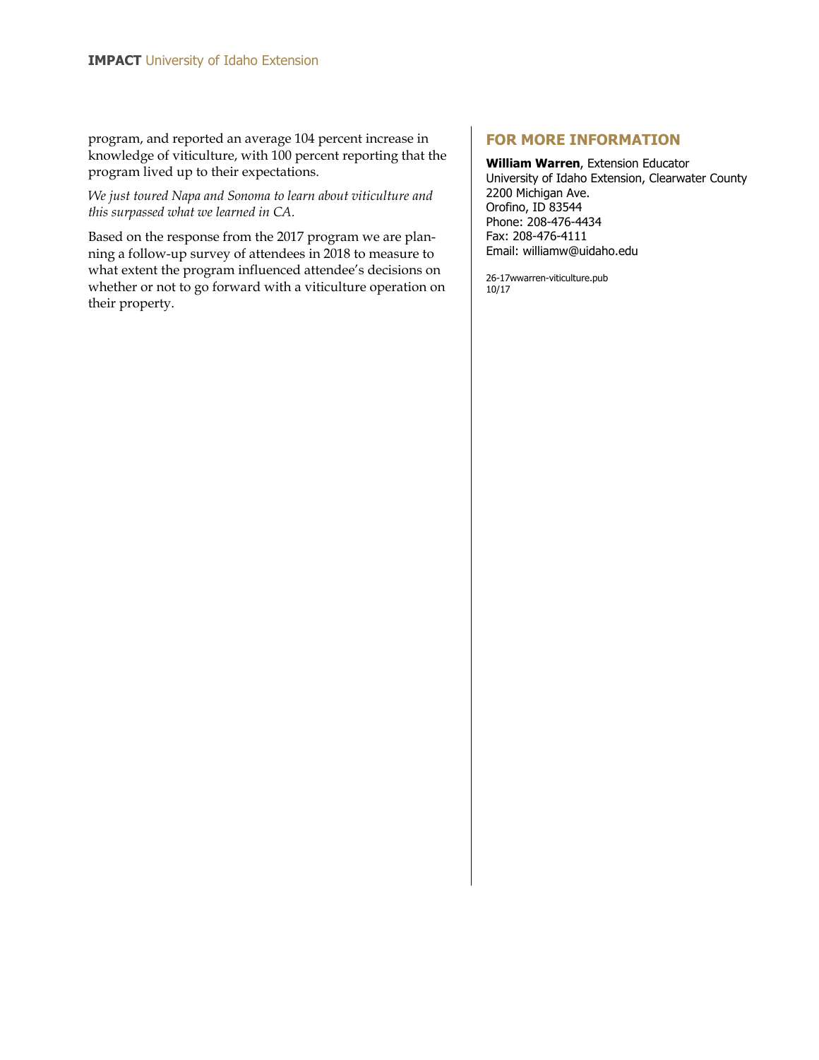program, and reported an average 104 percent increase in knowledge of viticulture, with 100 percent reporting that the program lived up to their expectations.

*We just toured Napa and Sonoma to learn about viticulture and this surpassed what we learned in CA.*

Based on the response from the 2017 program we are planning a follow-up survey of attendees in 2018 to measure to what extent the program influenced attendee's decisions on whether or not to go forward with a viticulture operation on their property.

## FOR MORE INFORMATION

**William Warren**, Extension Educator
University of Idaho Extension, Clearwater County
2200 Michigan Ave.
Orofino, ID 83544
Phone: 208-476-4434
Fax: 208-476-4111
Email: williamw@uidaho.edu

26-17wwarren-viticulture.pub
10/17